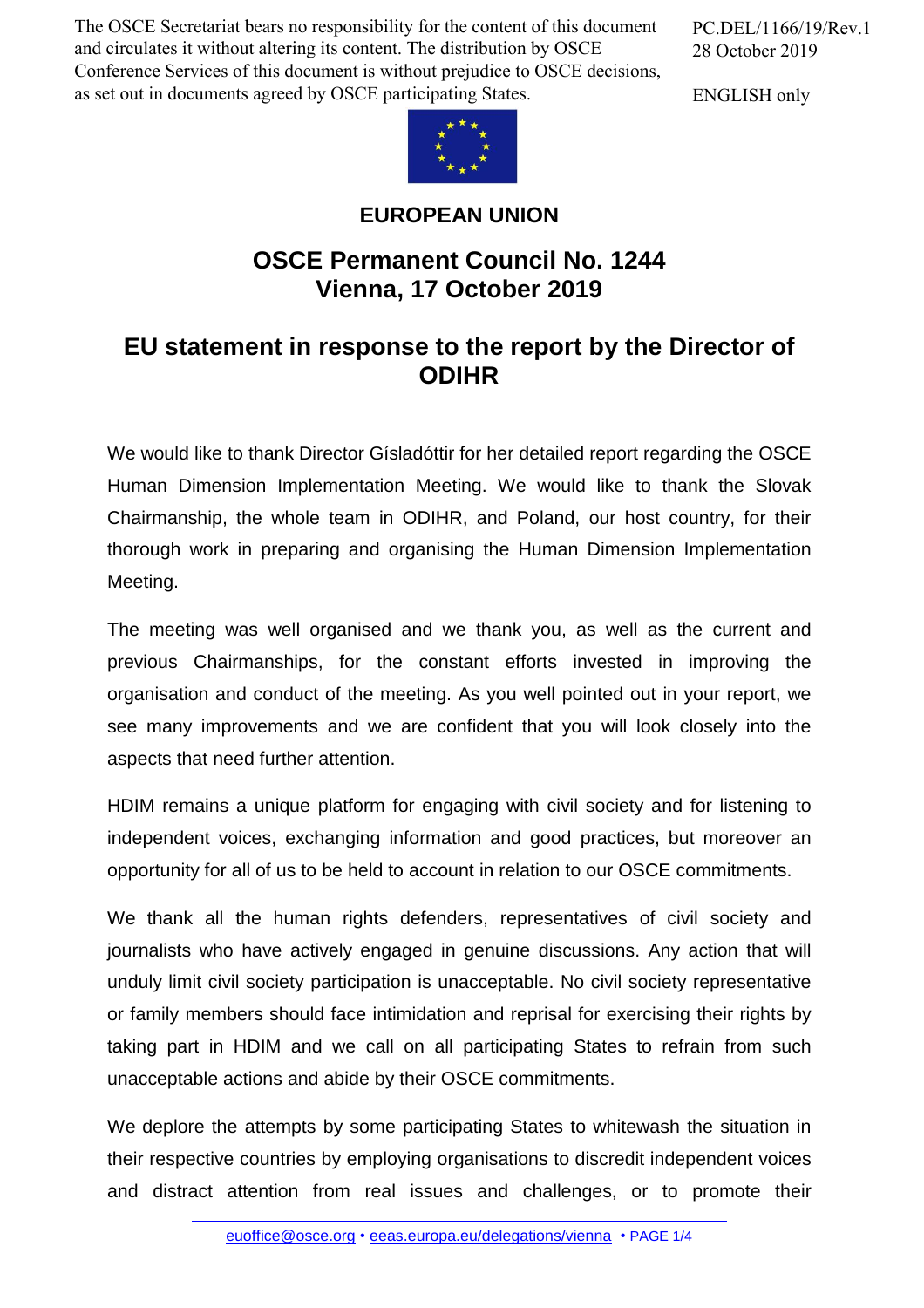The OSCE Secretariat bears no responsibility for the content of this document and circulates it without altering its content. The distribution by OSCE Conference Services of this document is without prejudice to OSCE decisions, as set out in documents agreed by OSCE participating States.

PC.DEL/1166/19/Rev.1
28 October 2019

ENGLISH only

**EUROPEAN UNION**

# OSCE Permanent Council No. 1244
# Vienna, 17 October 2019

## EU statement in response to the report by the Director of ODIHR

We would like to thank Director Gísladóttir for her detailed report regarding the OSCE Human Dimension Implementation Meeting. We would like to thank the Slovak Chairmanship, the whole team in ODIHR, and Poland, our host country, for their thorough work in preparing and organising the Human Dimension Implementation Meeting.

The meeting was well organised and we thank you, as well as the current and previous Chairmanships, for the constant efforts invested in improving the organisation and conduct of the meeting. As you well pointed out in your report, we see many improvements and we are confident that you will look closely into the aspects that need further attention.

HDIM remains a unique platform for engaging with civil society and for listening to independent voices, exchanging information and good practices, but moreover an opportunity for all of us to be held to account in relation to our OSCE commitments.

We thank all the human rights defenders, representatives of civil society and journalists who have actively engaged in genuine discussions. Any action that will unduly limit civil society participation is unacceptable. No civil society representative or family members should face intimidation and reprisal for exercising their rights by taking part in HDIM and we call on all participating States to refrain from such unacceptable actions and abide by their OSCE commitments.

We deplore the attempts by some participating States to whitewash the situation in their respective countries by employing organisations to discredit independent voices and distract attention from real issues and challenges, or to promote their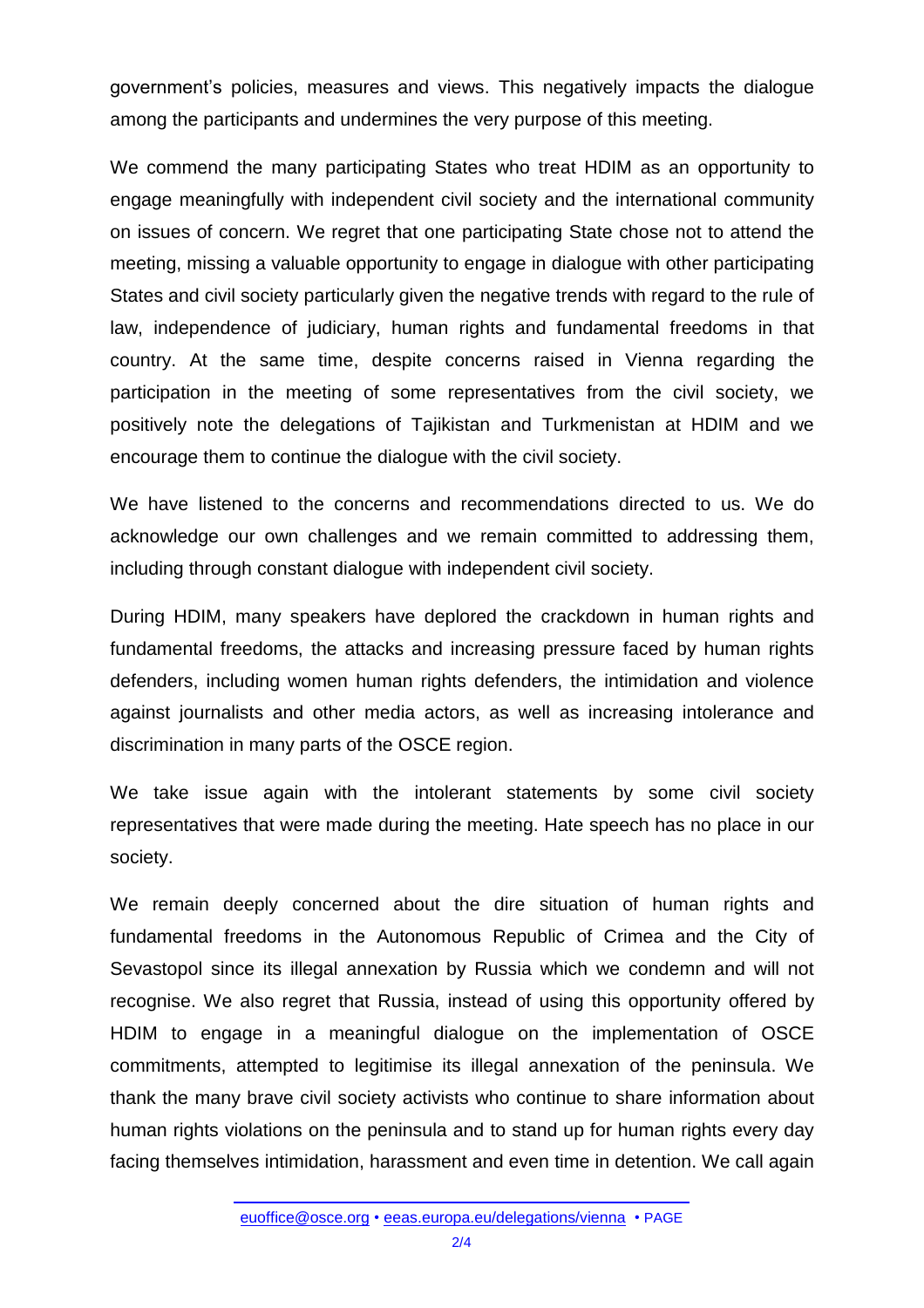government's policies, measures and views. This negatively impacts the dialogue among the participants and undermines the very purpose of this meeting.

We commend the many participating States who treat HDIM as an opportunity to engage meaningfully with independent civil society and the international community on issues of concern. We regret that one participating State chose not to attend the meeting, missing a valuable opportunity to engage in dialogue with other participating States and civil society particularly given the negative trends with regard to the rule of law, independence of judiciary, human rights and fundamental freedoms in that country. At the same time, despite concerns raised in Vienna regarding the participation in the meeting of some representatives from the civil society, we positively note the delegations of Tajikistan and Turkmenistan at HDIM and we encourage them to continue the dialogue with the civil society.

We have listened to the concerns and recommendations directed to us. We do acknowledge our own challenges and we remain committed to addressing them, including through constant dialogue with independent civil society.

During HDIM, many speakers have deplored the crackdown in human rights and fundamental freedoms, the attacks and increasing pressure faced by human rights defenders, including women human rights defenders, the intimidation and violence against journalists and other media actors, as well as increasing intolerance and discrimination in many parts of the OSCE region.

We take issue again with the intolerant statements by some civil society representatives that were made during the meeting. Hate speech has no place in our society.

We remain deeply concerned about the dire situation of human rights and fundamental freedoms in the Autonomous Republic of Crimea and the City of Sevastopol since its illegal annexation by Russia which we condemn and will not recognise. We also regret that Russia, instead of using this opportunity offered by HDIM to engage in a meaningful dialogue on the implementation of OSCE commitments, attempted to legitimise its illegal annexation of the peninsula. We thank the many brave civil society activists who continue to share information about human rights violations on the peninsula and to stand up for human rights every day facing themselves intimidation, harassment and even time in detention. We call again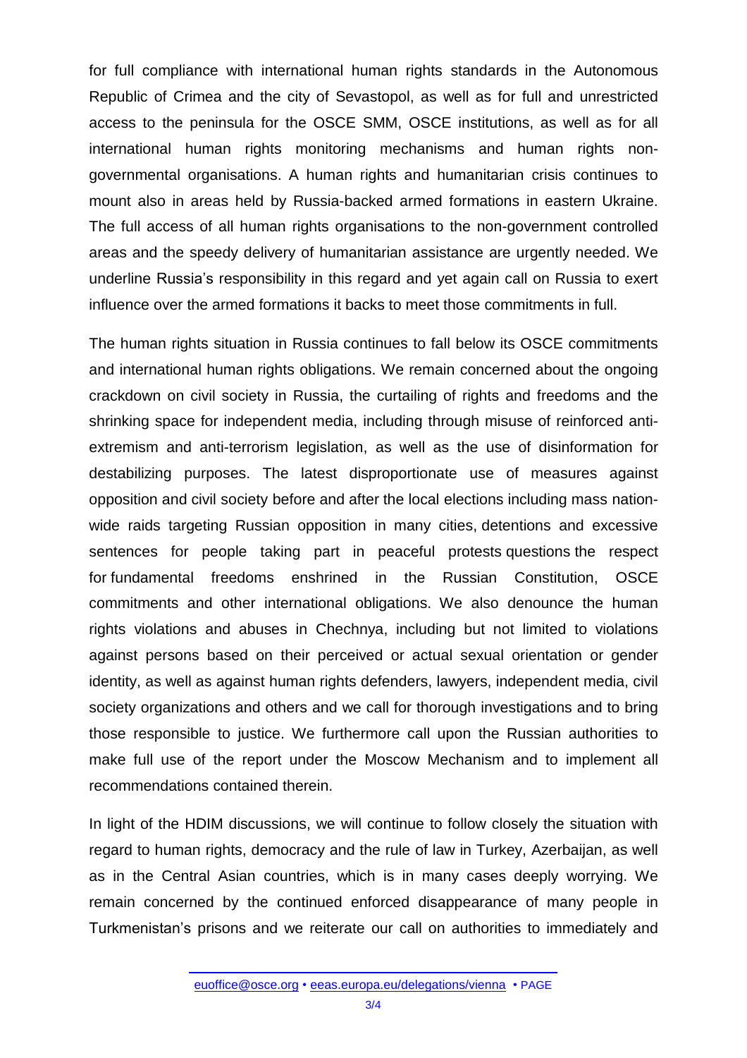for full compliance with international human rights standards in the Autonomous Republic of Crimea and the city of Sevastopol, as well as for full and unrestricted access to the peninsula for the OSCE SMM, OSCE institutions, as well as for all international human rights monitoring mechanisms and human rights non-governmental organisations. A human rights and humanitarian crisis continues to mount also in areas held by Russia-backed armed formations in eastern Ukraine. The full access of all human rights organisations to the non-government controlled areas and the speedy delivery of humanitarian assistance are urgently needed. We underline Russia's responsibility in this regard and yet again call on Russia to exert influence over the armed formations it backs to meet those commitments in full.

The human rights situation in Russia continues to fall below its OSCE commitments and international human rights obligations. We remain concerned about the ongoing crackdown on civil society in Russia, the curtailing of rights and freedoms and the shrinking space for independent media, including through misuse of reinforced anti-extremism and anti-terrorism legislation, as well as the use of disinformation for destabilizing purposes. The latest disproportionate use of measures against opposition and civil society before and after the local elections including mass nation-wide raids targeting Russian opposition in many cities, detentions and excessive sentences for people taking part in peaceful protests questions the respect for fundamental freedoms enshrined in the Russian Constitution, OSCE commitments and other international obligations. We also denounce the human rights violations and abuses in Chechnya, including but not limited to violations against persons based on their perceived or actual sexual orientation or gender identity, as well as against human rights defenders, lawyers, independent media, civil society organizations and others and we call for thorough investigations and to bring those responsible to justice. We furthermore call upon the Russian authorities to make full use of the report under the Moscow Mechanism and to implement all recommendations contained therein.

In light of the HDIM discussions, we will continue to follow closely the situation with regard to human rights, democracy and the rule of law in Turkey, Azerbaijan, as well as in the Central Asian countries, which is in many cases deeply worrying. We remain concerned by the continued enforced disappearance of many people in Turkmenistan's prisons and we reiterate our call on authorities to immediately and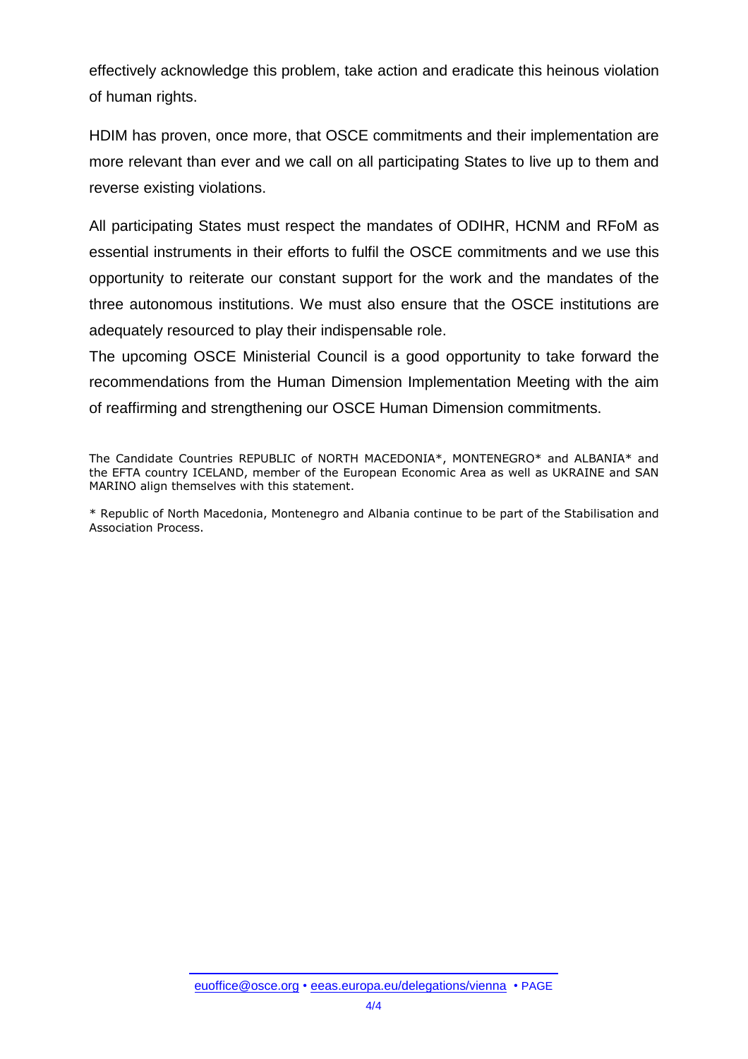effectively acknowledge this problem, take action and eradicate this heinous violation of human rights.

HDIM has proven, once more, that OSCE commitments and their implementation are more relevant than ever and we call on all participating States to live up to them and reverse existing violations.

All participating States must respect the mandates of ODIHR, HCNM and RFoM as essential instruments in their efforts to fulfil the OSCE commitments and we use this opportunity to reiterate our constant support for the work and the mandates of the three autonomous institutions. We must also ensure that the OSCE institutions are adequately resourced to play their indispensable role.

The upcoming OSCE Ministerial Council is a good opportunity to take forward the recommendations from the Human Dimension Implementation Meeting with the aim of reaffirming and strengthening our OSCE Human Dimension commitments.

The Candidate Countries REPUBLIC of NORTH MACEDONIA*, MONTENEGRO* and ALBANIA* and the EFTA country ICELAND, member of the European Economic Area as well as UKRAINE and SAN MARINO align themselves with this statement.

* Republic of North Macedonia, Montenegro and Albania continue to be part of the Stabilisation and Association Process.